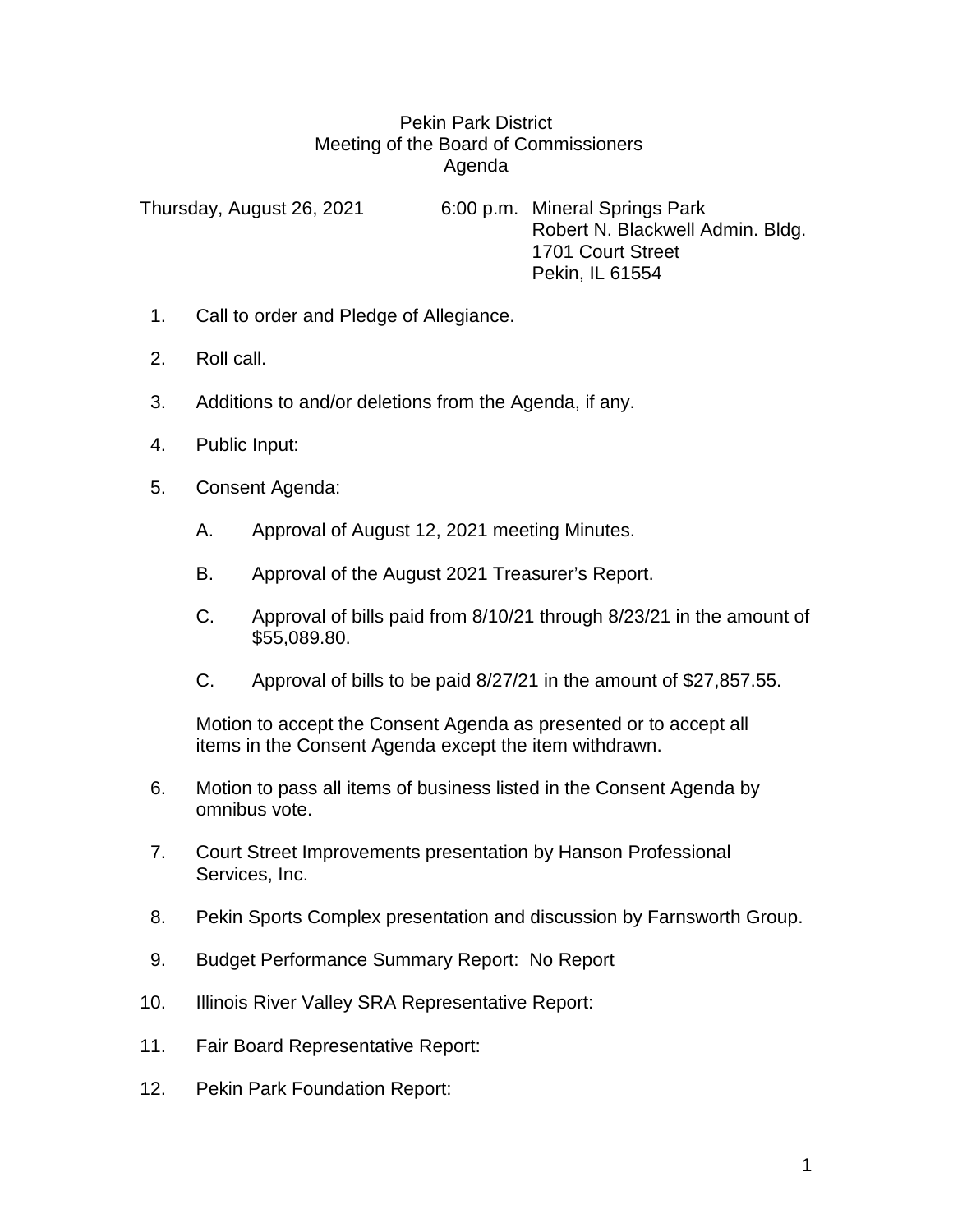# Pekin Park District
## Meeting of the Board of Commissioners
## Agenda

Thursday, August 26, 2021 6:00 p.m. Mineral Springs Park
Robert N. Blackwell Admin. Bldg.
1701 Court Street
Pekin, IL 61554

1. Call to order and Pledge of Allegiance.
2. Roll call.
3. Additions to and/or deletions from the Agenda, if any.
4. Public Input:
5. Consent Agenda:

   A. Approval of August 12, 2021 meeting Minutes.

   B. Approval of the August 2021 Treasurer's Report.

   C. Approval of bills paid from 8/10/21 through 8/23/21 in the amount of $55,089.80.

   C. Approval of bills to be paid 8/27/21 in the amount of $27,857.55.

   Motion to accept the Consent Agenda as presented or to accept all items in the Consent Agenda except the item withdrawn.

6. Motion to pass all items of business listed in the Consent Agenda by omnibus vote.
7. Court Street Improvements presentation by Hanson Professional Services, Inc.
8. Pekin Sports Complex presentation and discussion by Farnsworth Group.
9. Budget Performance Summary Report: No Report
10. Illinois River Valley SRA Representative Report:
11. Fair Board Representative Report:
12. Pekin Park Foundation Report: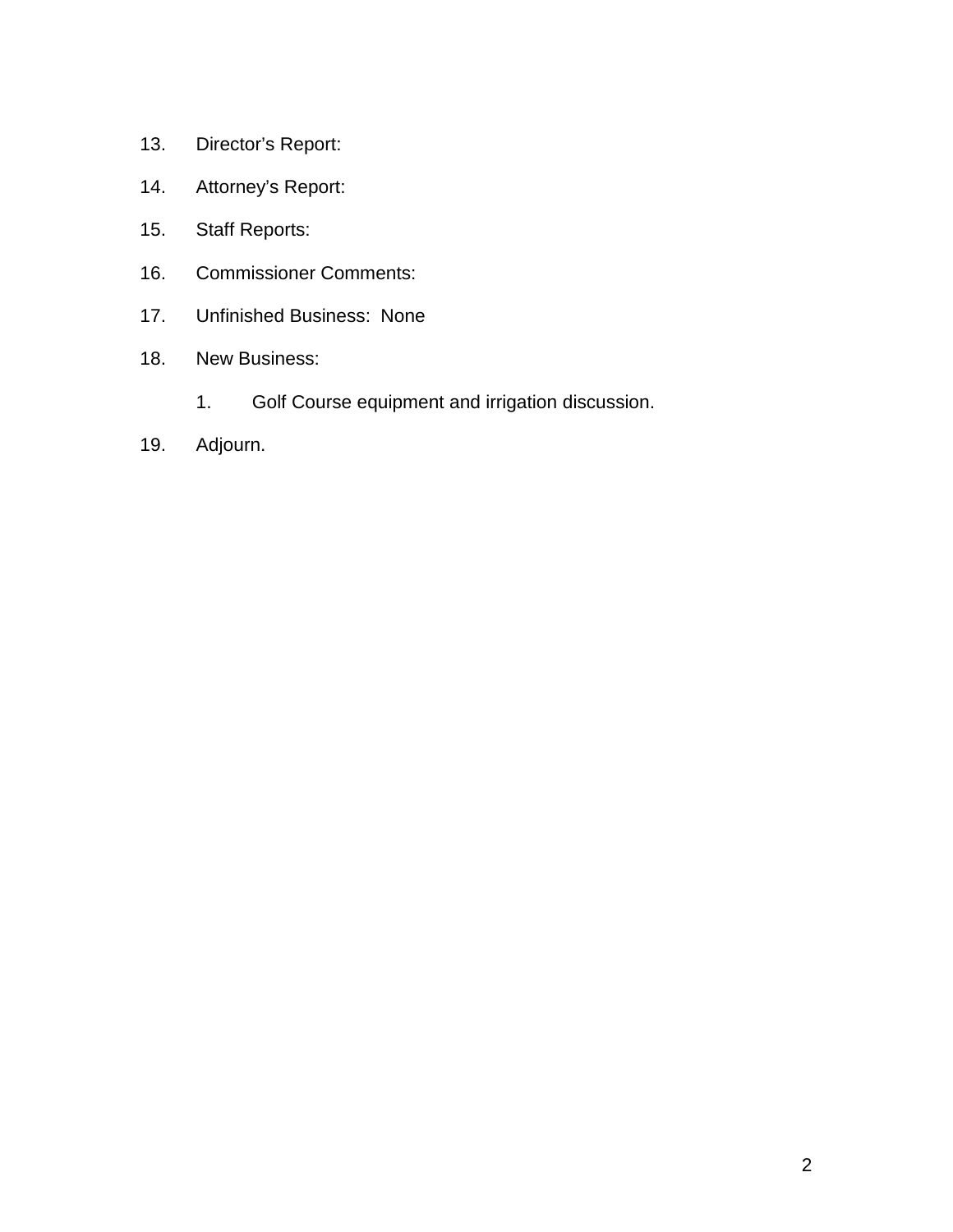13. Director's Report:

14. Attorney's Report:

15. Staff Reports:

16. Commissioner Comments:

17. Unfinished Business: None

18. New Business:

    1. Golf Course equipment and irrigation discussion.

19. Adjourn.